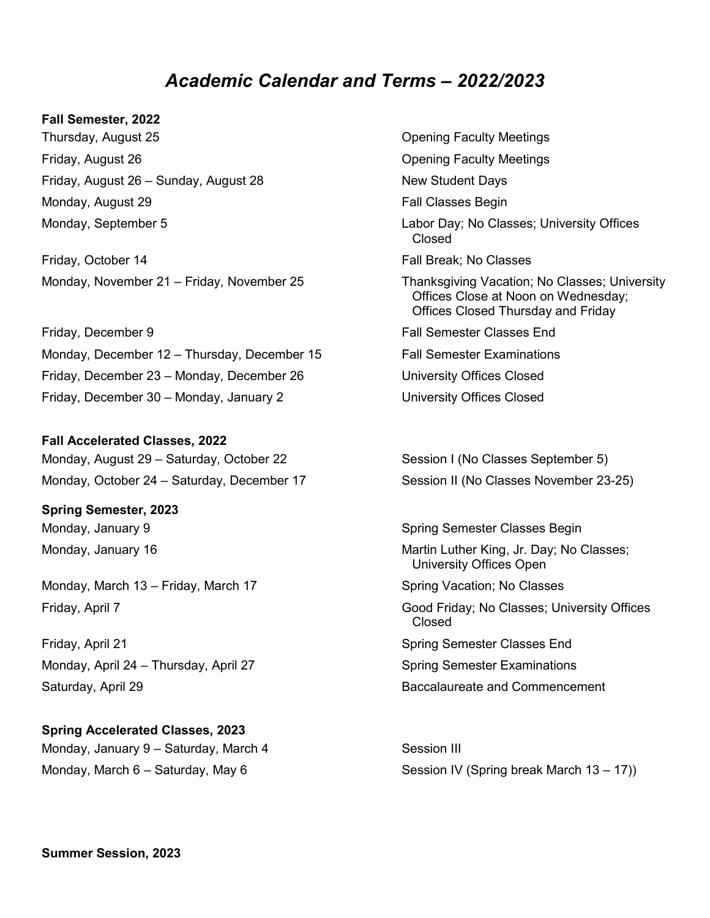# *Academic Calendar and Terms – 2022/2023*

**Fall Semester, 2022**

| | |
|---|---|
| Thursday, August 25 | Opening Faculty Meetings |
| Friday, August 26 | Opening Faculty Meetings |
| Friday, August 26 – Sunday, August 28 | New Student Days |
| Monday, August 29 | Fall Classes Begin |
| Monday, September 5 | Labor Day; No Classes; University Offices Closed |
| Friday, October 14 | Fall Break; No Classes |
| Monday, November 21 – Friday, November 25 | Thanksgiving Vacation; No Classes; University Offices Close at Noon on Wednesday; Offices Closed Thursday and Friday |
| Friday, December 9 | Fall Semester Classes End |
| Monday, December 12 – Thursday, December 15 | Fall Semester Examinations |
| Friday, December 23 – Monday, December 26 | University Offices Closed |
| Friday, December 30 – Monday, January 2 | University Offices Closed |

**Fall Accelerated Classes, 2022**

| | |
|---|---|
| Monday, August 29 – Saturday, October 22 | Session I (No Classes September 5) |
| Monday, October 24 – Saturday, December 17 | Session II (No Classes November 23-25) |

**Spring Semester, 2023**

| | |
|---|---|
| Monday, January 9 | Spring Semester Classes Begin |
| Monday, January 16 | Martin Luther King, Jr. Day; No Classes; University Offices Open |
| Monday, March 13 – Friday, March 17 | Spring Vacation; No Classes |
| Friday, April 7 | Good Friday; No Classes; University Offices Closed |
| Friday, April 21 | Spring Semester Classes End |
| Monday, April 24 – Thursday, April 27 | Spring Semester Examinations |
| Saturday, April 29 | Baccalaureate and Commencement |

**Spring Accelerated Classes, 2023**

| | |
|---|---|
| Monday, January 9 – Saturday, March 4 | Session III |
| Monday, March 6 – Saturday, May 6 | Session IV (Spring break March 13 – 17)) |

**Summer Session, 2023**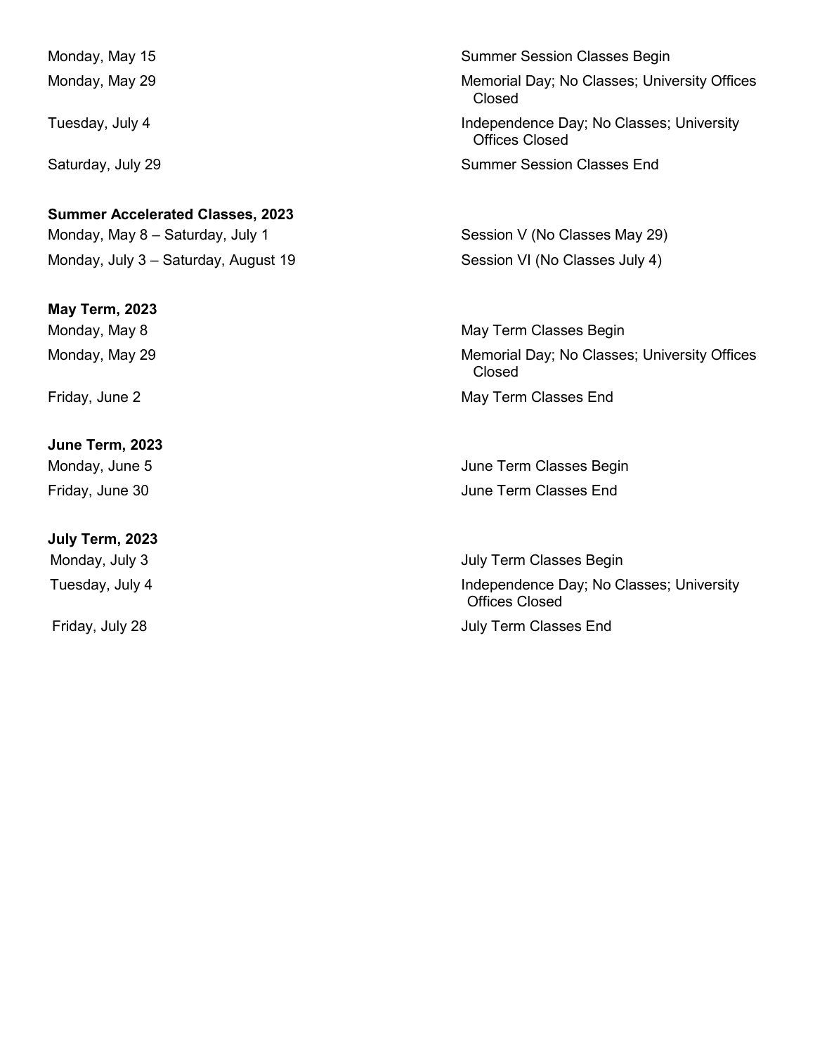| | |
|---|---|
| Monday, May 15 | Summer Session Classes Begin |
| Monday, May 29 | Memorial Day; No Classes; University Offices Closed |
| Tuesday, July 4 | Independence Day; No Classes; University Offices Closed |
| Saturday, July 29 | Summer Session Classes End |

**Summer Accelerated Classes, 2023**

| | |
|---|---|
| Monday, May 8 – Saturday, July 1 | Session V (No Classes May 29) |
| Monday, July 3 – Saturday, August 19 | Session VI (No Classes July 4) |

**May Term, 2023**

| | |
|---|---|
| Monday, May 8 | May Term Classes Begin |
| Monday, May 29 | Memorial Day; No Classes; University Offices Closed |
| Friday, June 2 | May Term Classes End |

**June Term, 2023**

| | |
|---|---|
| Monday, June 5 | June Term Classes Begin |
| Friday, June 30 | June Term Classes End |

**July Term, 2023**

| | |
|---|---|
| Monday, July 3 | July Term Classes Begin |
| Tuesday, July 4 | Independence Day; No Classes; University Offices Closed |
| Friday, July 28 | July Term Classes End |